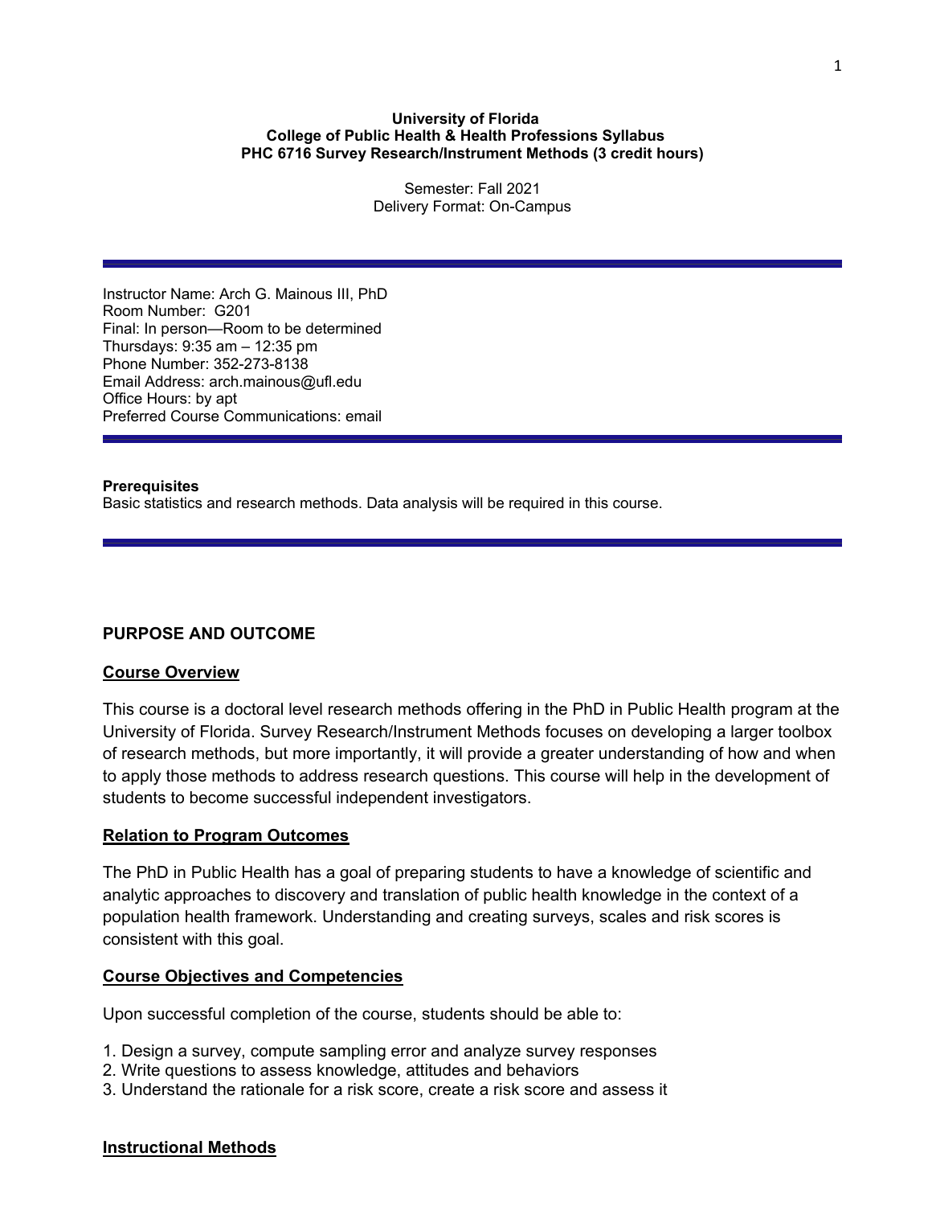**University of Florida**
**College of Public Health & Health Professions Syllabus**
**PHC 6716 Survey Research/Instrument Methods (3 credit hours)**

Semester: Fall 2021
Delivery Format: On-Campus

---

Instructor Name: Arch G. Mainous III, PhD
Room Number: G201
Final: In person—Room to be determined
Thursdays: 9:35 am – 12:35 pm
Phone Number: 352-273-8138
Email Address: arch.mainous@ufl.edu
Office Hours: by apt
Preferred Course Communications: email

---

**Prerequisites**
Basic statistics and research methods. Data analysis will be required in this course.

---

## PURPOSE AND OUTCOME

### Course Overview

This course is a doctoral level research methods offering in the PhD in Public Health program at the University of Florida. Survey Research/Instrument Methods focuses on developing a larger toolbox of research methods, but more importantly, it will provide a greater understanding of how and when to apply those methods to address research questions. This course will help in the development of students to become successful independent investigators.

### Relation to Program Outcomes

The PhD in Public Health has a goal of preparing students to have a knowledge of scientific and analytic approaches to discovery and translation of public health knowledge in the context of a population health framework. Understanding and creating surveys, scales and risk scores is consistent with this goal.

### Course Objectives and Competencies

Upon successful completion of the course, students should be able to:

1. Design a survey, compute sampling error and analyze survey responses
2. Write questions to assess knowledge, attitudes and behaviors
3. Understand the rationale for a risk score, create a risk score and assess it

### Instructional Methods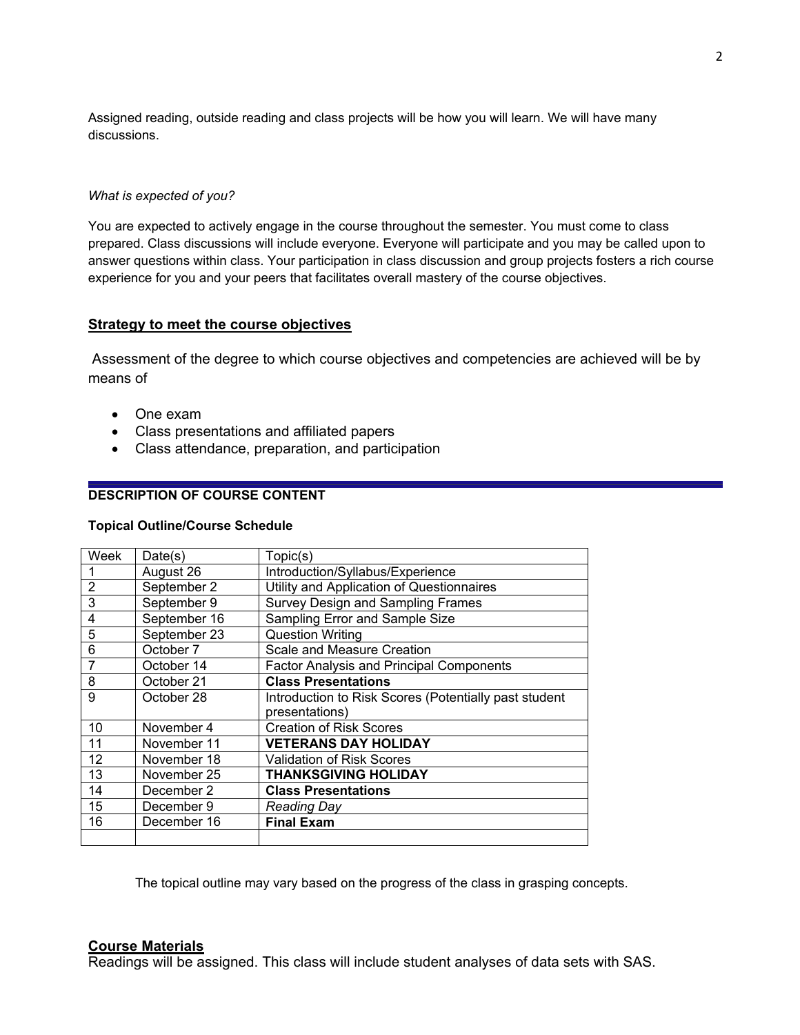Assigned reading, outside reading and class projects will be how you will learn. We will have many discussions.

*What is expected of you?*

You are expected to actively engage in the course throughout the semester. You must come to class prepared. Class discussions will include everyone. Everyone will participate and you may be called upon to answer questions within class. Your participation in class discussion and group projects fosters a rich course experience for you and your peers that facilitates overall mastery of the course objectives.

## Strategy to meet the course objectives

Assessment of the degree to which course objectives and competencies are achieved will be by means of

- One exam
- Class presentations and affiliated papers
- Class attendance, preparation, and participation

## DESCRIPTION OF COURSE CONTENT

### Topical Outline/Course Schedule

| Week | Date(s) | Topic(s) |
|---|---|---|
| 1 | August 26 | Introduction/Syllabus/Experience |
| 2 | September 2 | Utility and Application of Questionnaires |
| 3 | September 9 | Survey Design and Sampling Frames |
| 4 | September 16 | Sampling Error and Sample Size |
| 5 | September 23 | Question Writing |
| 6 | October 7 | Scale and Measure Creation |
| 7 | October 14 | Factor Analysis and Principal Components |
| 8 | October 21 | **Class Presentations** |
| 9 | October 28 | Introduction to Risk Scores (Potentially past student presentations) |
| 10 | November 4 | Creation of Risk Scores |
| 11 | November 11 | **VETERANS DAY HOLIDAY** |
| 12 | November 18 | Validation of Risk Scores |
| 13 | November 25 | **THANKSGIVING HOLIDAY** |
| 14 | December 2 | **Class Presentations** |
| 15 | December 9 | *Reading Day* |
| 16 | December 16 | **Final Exam** |
| | | |

The topical outline may vary based on the progress of the class in grasping concepts.

## Course Materials

Readings will be assigned. This class will include student analyses of data sets with SAS.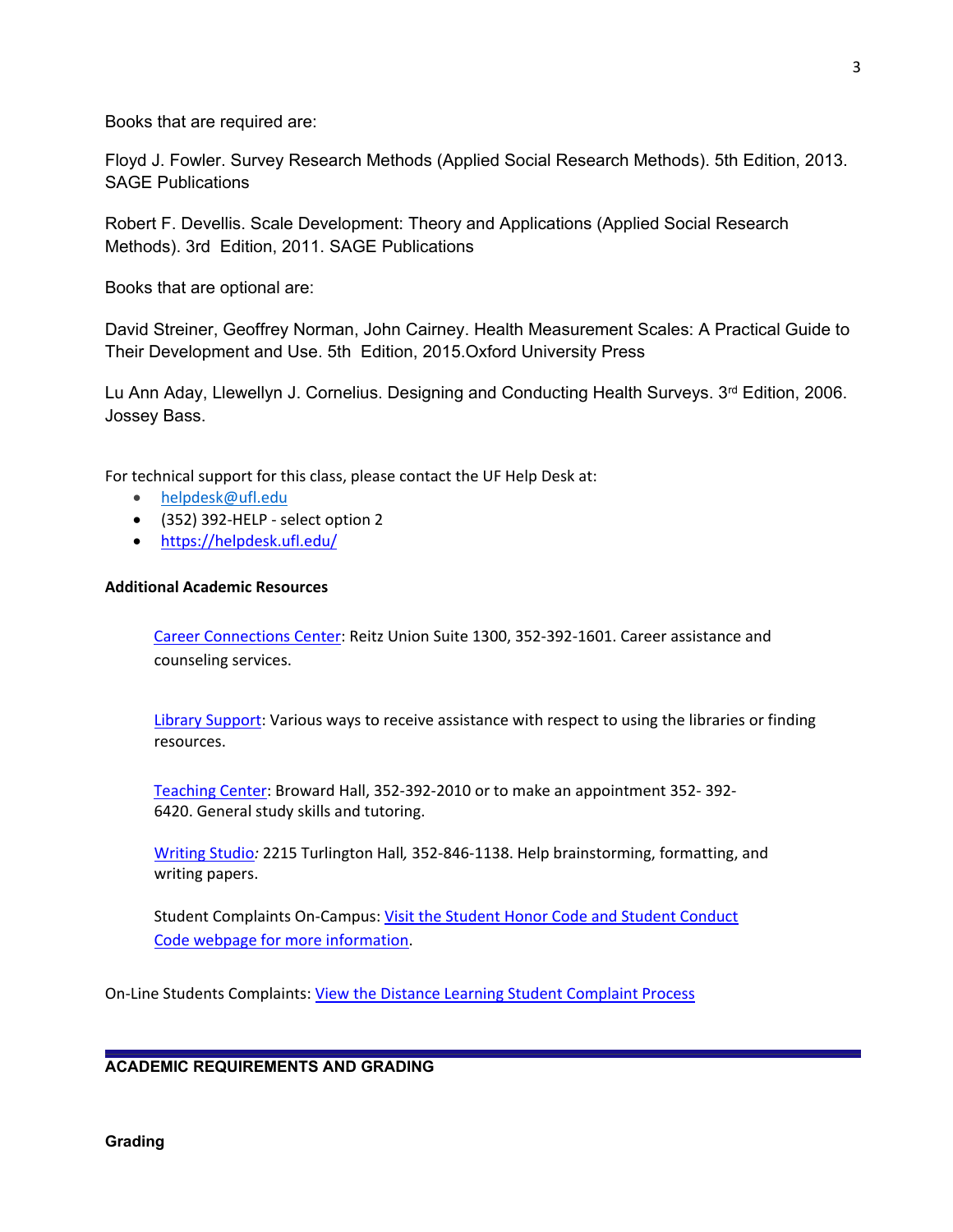Books that are required are:

Floyd J. Fowler. Survey Research Methods (Applied Social Research Methods). 5th Edition, 2013. SAGE Publications

Robert F. Devellis. Scale Development: Theory and Applications (Applied Social Research Methods). 3rd Edition, 2011. SAGE Publications

Books that are optional are:

David Streiner, Geoffrey Norman, John Cairney. Health Measurement Scales: A Practical Guide to Their Development and Use. 5th Edition, 2015.Oxford University Press

Lu Ann Aday, Llewellyn J. Cornelius. Designing and Conducting Health Surveys. 3rd Edition, 2006. Jossey Bass.

For technical support for this class, please contact the UF Help Desk at:

- helpdesk@ufl.edu
- (352) 392-HELP - select option 2
- https://helpdesk.ufl.edu/

**Additional Academic Resources**

Career Connections Center: Reitz Union Suite 1300, 352-392-1601. Career assistance and counseling services.

Library Support: Various ways to receive assistance with respect to using the libraries or finding resources.

Teaching Center: Broward Hall, 352-392-2010 or to make an appointment 352- 392-6420. General study skills and tutoring.

Writing Studio*:* 2215 Turlington Hall*,* 352-846-1138. Help brainstorming, formatting, and writing papers.

Student Complaints On-Campus: Visit the Student Honor Code and Student Conduct Code webpage for more information.

On-Line Students Complaints: View the Distance Learning Student Complaint Process

## ACADEMIC REQUIREMENTS AND GRADING

### Grading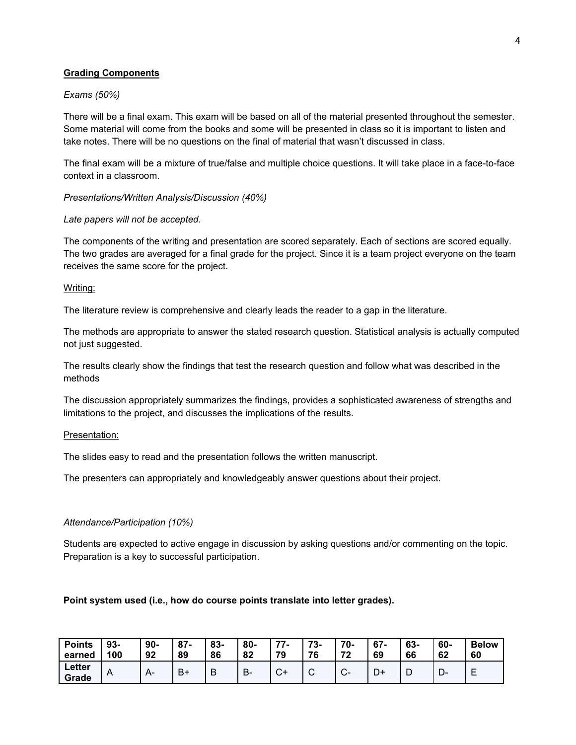**Grading Components**

*Exams (50%)*

There will be a final exam. This exam will be based on all of the material presented throughout the semester. Some material will come from the books and some will be presented in class so it is important to listen and take notes. There will be no questions on the final of material that wasn't discussed in class.

The final exam will be a mixture of true/false and multiple choice questions. It will take place in a face-to-face context in a classroom.

*Presentations/Written Analysis/Discussion (40%)*

*Late papers will not be accepted*.

The components of the writing and presentation are scored separately. Each of sections are scored equally. The two grades are averaged for a final grade for the project. Since it is a team project everyone on the team receives the same score for the project.

Writing:

The literature review is comprehensive and clearly leads the reader to a gap in the literature.

The methods are appropriate to answer the stated research question. Statistical analysis is actually computed not just suggested.

The results clearly show the findings that test the research question and follow what was described in the methods

The discussion appropriately summarizes the findings, provides a sophisticated awareness of strengths and limitations to the project, and discusses the implications of the results.

Presentation:

The slides easy to read and the presentation follows the written manuscript.

The presenters can appropriately and knowledgeably answer questions about their project.

*Attendance/Participation (10%)*

Students are expected to active engage in discussion by asking questions and/or commenting on the topic. Preparation is a key to successful participation.

**Point system used (i.e., how do course points translate into letter grades).**

| **Points earned** | **93-100** | **90-92** | **87-89** | **83-86** | **80-82** | **77-79** | **73-76** | **70-72** | **67-69** | **63-66** | **60-62** | **Below 60** |
|---|---|---|---|---|---|---|---|---|---|---|---|---|
| **Letter Grade** | A | A- | B+ | B | B- | C+ | C | C- | D+ | D | D- | E |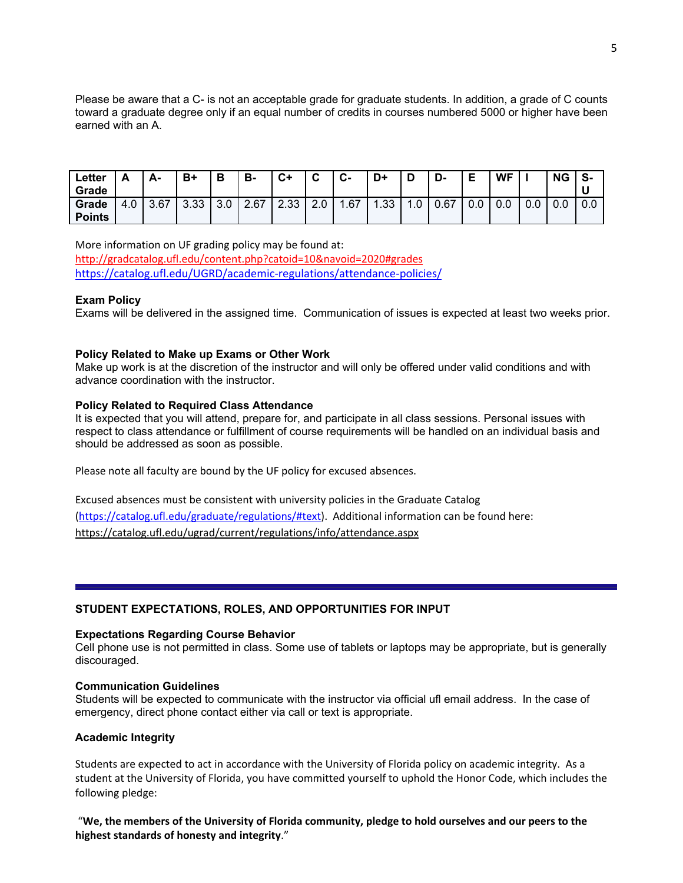Please be aware that a C- is not an acceptable grade for graduate students. In addition, a grade of C counts toward a graduate degree only if an equal number of credits in courses numbered 5000 or higher have been earned with an A.

| Letter Grade | A | A- | B+ | B | B- | C+ | C | C- | D+ | D | D- | E | WF | I | NG | S-U |
|---|---|---|---|---|---|---|---|---|---|---|---|---|---|---|---|---|
| Grade Points | 4.0 | 3.67 | 3.33 | 3.0 | 2.67 | 2.33 | 2.0 | 1.67 | 1.33 | 1.0 | 0.67 | 0.0 | 0.0 | 0.0 | 0.0 | 0.0 |

More information on UF grading policy may be found at:
http://gradcatalog.ufl.edu/content.php?catoid=10&navoid=2020#grades
https://catalog.ufl.edu/UGRD/academic-regulations/attendance-policies/

**Exam Policy**
Exams will be delivered in the assigned time. Communication of issues is expected at least two weeks prior.

**Policy Related to Make up Exams or Other Work**
Make up work is at the discretion of the instructor and will only be offered under valid conditions and with advance coordination with the instructor.

**Policy Related to Required Class Attendance**
It is expected that you will attend, prepare for, and participate in all class sessions. Personal issues with respect to class attendance or fulfillment of course requirements will be handled on an individual basis and should be addressed as soon as possible.

Please note all faculty are bound by the UF policy for excused absences.

Excused absences must be consistent with university policies in the Graduate Catalog (https://catalog.ufl.edu/graduate/regulations/#text). Additional information can be found here: https://catalog.ufl.edu/ugrad/current/regulations/info/attendance.aspx

## STUDENT EXPECTATIONS, ROLES, AND OPPORTUNITIES FOR INPUT

**Expectations Regarding Course Behavior**
Cell phone use is not permitted in class. Some use of tablets or laptops may be appropriate, but is generally discouraged.

**Communication Guidelines**
Students will be expected to communicate with the instructor via official ufl email address. In the case of emergency, direct phone contact either via call or text is appropriate.

**Academic Integrity**

Students are expected to act in accordance with the University of Florida policy on academic integrity. As a student at the University of Florida, you have committed yourself to uphold the Honor Code, which includes the following pledge:

"**We, the members of the University of Florida community, pledge to hold ourselves and our peers to the highest standards of honesty and integrity**."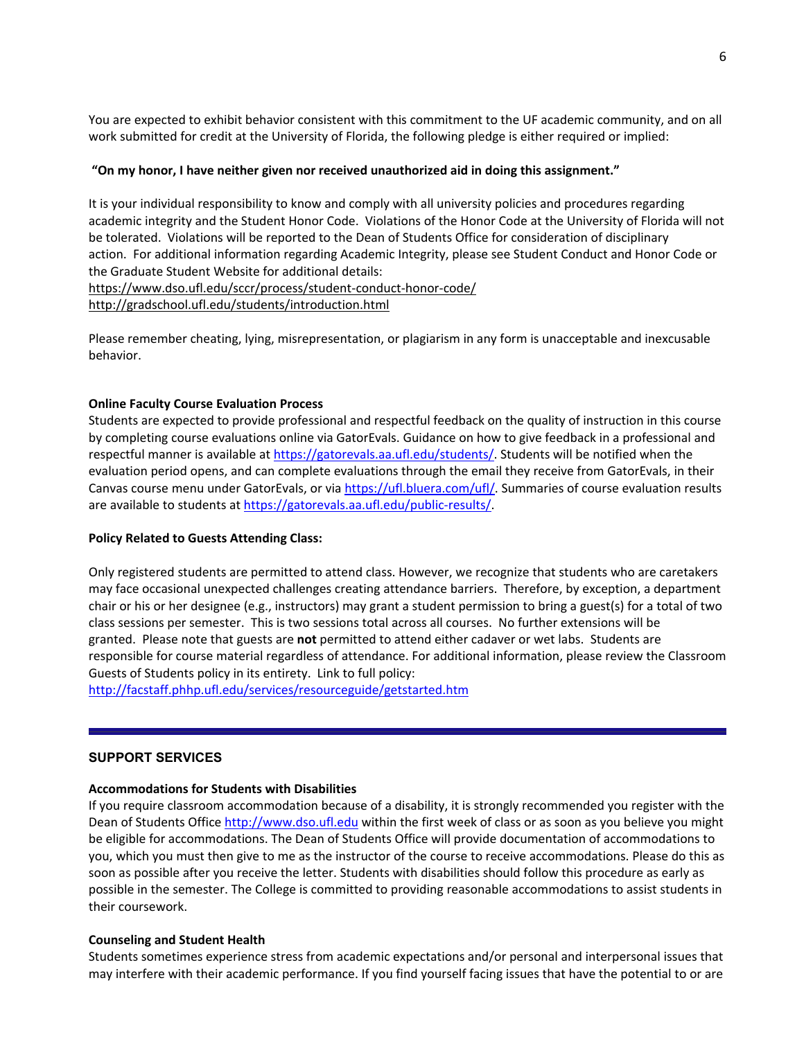You are expected to exhibit behavior consistent with this commitment to the UF academic community, and on all work submitted for credit at the University of Florida, the following pledge is either required or implied:

**"On my honor, I have neither given nor received unauthorized aid in doing this assignment."**

It is your individual responsibility to know and comply with all university policies and procedures regarding academic integrity and the Student Honor Code. Violations of the Honor Code at the University of Florida will not be tolerated. Violations will be reported to the Dean of Students Office for consideration of disciplinary action. For additional information regarding Academic Integrity, please see Student Conduct and Honor Code or the Graduate Student Website for additional details:
https://www.dso.ufl.edu/sccr/process/student-conduct-honor-code/
http://gradschool.ufl.edu/students/introduction.html

Please remember cheating, lying, misrepresentation, or plagiarism in any form is unacceptable and inexcusable behavior.

**Online Faculty Course Evaluation Process**

Students are expected to provide professional and respectful feedback on the quality of instruction in this course by completing course evaluations online via GatorEvals. Guidance on how to give feedback in a professional and respectful manner is available at https://gatorevals.aa.ufl.edu/students/. Students will be notified when the evaluation period opens, and can complete evaluations through the email they receive from GatorEvals, in their Canvas course menu under GatorEvals, or via https://ufl.bluera.com/ufl/. Summaries of course evaluation results are available to students at https://gatorevals.aa.ufl.edu/public-results/.

**Policy Related to Guests Attending Class:**

Only registered students are permitted to attend class. However, we recognize that students who are caretakers may face occasional unexpected challenges creating attendance barriers. Therefore, by exception, a department chair or his or her designee (e.g., instructors) may grant a student permission to bring a guest(s) for a total of two class sessions per semester. This is two sessions total across all courses. No further extensions will be granted. Please note that guests are **not** permitted to attend either cadaver or wet labs. Students are responsible for course material regardless of attendance. For additional information, please review the Classroom Guests of Students policy in its entirety. Link to full policy:
http://facstaff.phhp.ufl.edu/services/resourceguide/getstarted.htm

## SUPPORT SERVICES

**Accommodations for Students with Disabilities**

If you require classroom accommodation because of a disability, it is strongly recommended you register with the Dean of Students Office http://www.dso.ufl.edu within the first week of class or as soon as you believe you might be eligible for accommodations. The Dean of Students Office will provide documentation of accommodations to you, which you must then give to me as the instructor of the course to receive accommodations. Please do this as soon as possible after you receive the letter. Students with disabilities should follow this procedure as early as possible in the semester. The College is committed to providing reasonable accommodations to assist students in their coursework.

**Counseling and Student Health**

Students sometimes experience stress from academic expectations and/or personal and interpersonal issues that may interfere with their academic performance. If you find yourself facing issues that have the potential to or are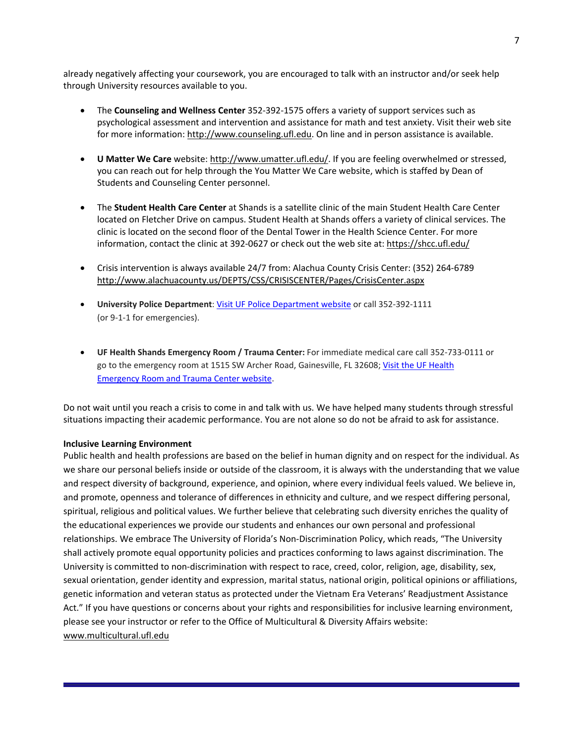already negatively affecting your coursework, you are encouraged to talk with an instructor and/or seek help through University resources available to you.

- The **Counseling and Wellness Center** 352-392-1575 offers a variety of support services such as psychological assessment and intervention and assistance for math and test anxiety. Visit their web site for more information: http://www.counseling.ufl.edu. On line and in person assistance is available.

- **U Matter We Care** website: http://www.umatter.ufl.edu/. If you are feeling overwhelmed or stressed, you can reach out for help through the You Matter We Care website, which is staffed by Dean of Students and Counseling Center personnel.

- The **Student Health Care Center** at Shands is a satellite clinic of the main Student Health Care Center located on Fletcher Drive on campus. Student Health at Shands offers a variety of clinical services. The clinic is located on the second floor of the Dental Tower in the Health Science Center. For more information, contact the clinic at 392-0627 or check out the web site at: https://shcc.ufl.edu/

- Crisis intervention is always available 24/7 from: Alachua County Crisis Center: (352) 264-6789 http://www.alachuacounty.us/DEPTS/CSS/CRISISCENTER/Pages/CrisisCenter.aspx

- **University Police Department**: Visit UF Police Department website or call 352-392-1111 (or 9-1-1 for emergencies).

- **UF Health Shands Emergency Room / Trauma Center:** For immediate medical care call 352-733-0111 or go to the emergency room at 1515 SW Archer Road, Gainesville, FL 32608; Visit the UF Health Emergency Room and Trauma Center website.

Do not wait until you reach a crisis to come in and talk with us. We have helped many students through stressful situations impacting their academic performance. You are not alone so do not be afraid to ask for assistance.

**Inclusive Learning Environment**

Public health and health professions are based on the belief in human dignity and on respect for the individual. As we share our personal beliefs inside or outside of the classroom, it is always with the understanding that we value and respect diversity of background, experience, and opinion, where every individual feels valued. We believe in, and promote, openness and tolerance of differences in ethnicity and culture, and we respect differing personal, spiritual, religious and political values. We further believe that celebrating such diversity enriches the quality of the educational experiences we provide our students and enhances our own personal and professional relationships. We embrace The University of Florida's Non-Discrimination Policy, which reads, "The University shall actively promote equal opportunity policies and practices conforming to laws against discrimination. The University is committed to non-discrimination with respect to race, creed, color, religion, age, disability, sex, sexual orientation, gender identity and expression, marital status, national origin, political opinions or affiliations, genetic information and veteran status as protected under the Vietnam Era Veterans' Readjustment Assistance Act." If you have questions or concerns about your rights and responsibilities for inclusive learning environment, please see your instructor or refer to the Office of Multicultural & Diversity Affairs website: www.multicultural.ufl.edu